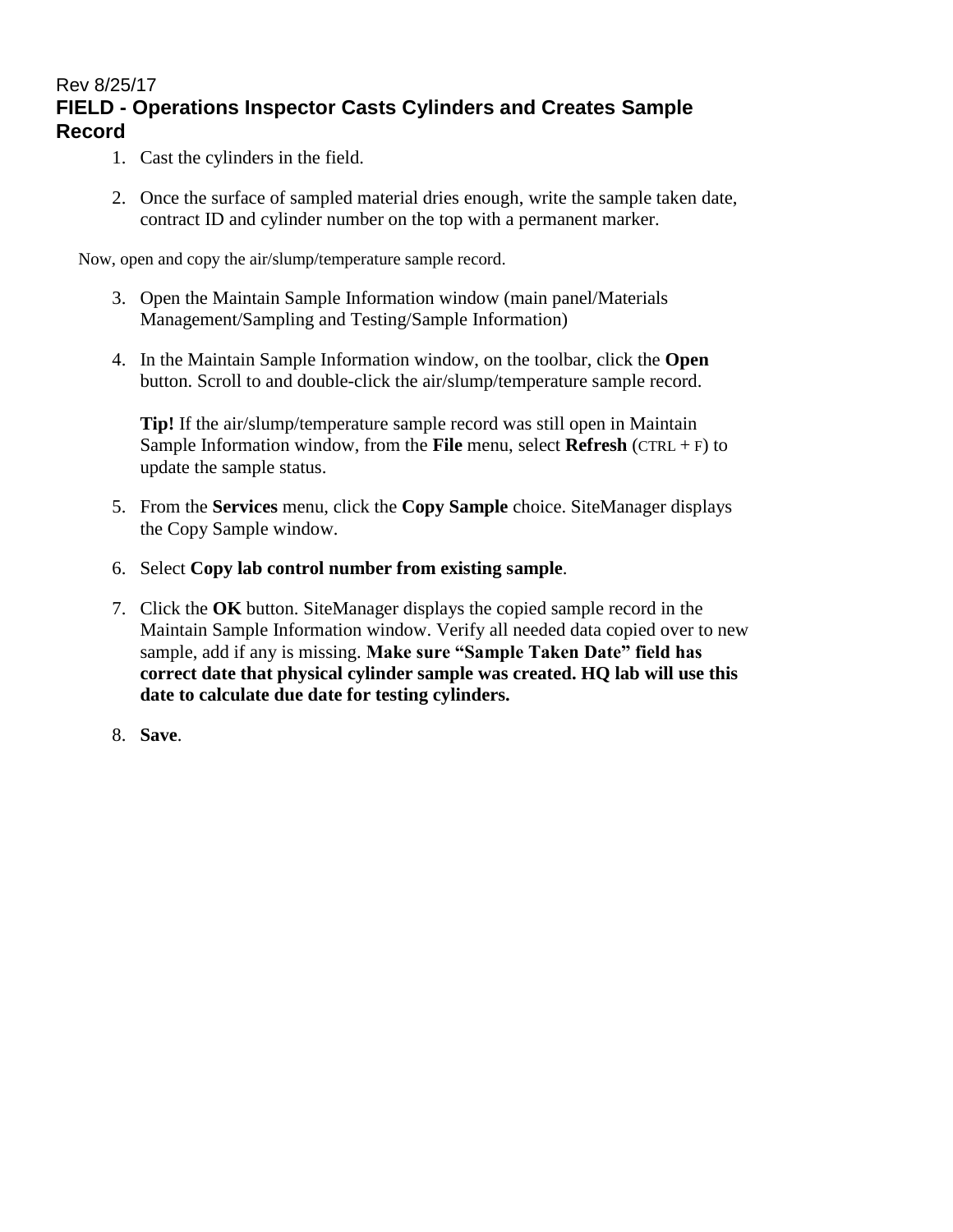Rev 8/25/17

# FIELD - Operations Inspector Casts Cylinders and Creates Sample Record

1. Cast the cylinders in the field.

2. Once the surface of sampled material dries enough, write the sample taken date, contract ID and cylinder number on the top with a permanent marker.

Now, open and copy the air/slump/temperature sample record.

3. Open the Maintain Sample Information window (main panel/Materials Management/Sampling and Testing/Sample Information)

4. In the Maintain Sample Information window, on the toolbar, click the **Open** button. Scroll to and double-click the air/slump/temperature sample record.

   **Tip!** If the air/slump/temperature sample record was still open in Maintain Sample Information window, from the **File** menu, select **Refresh** (CTRL + F) to update the sample status.

5. From the **Services** menu, click the **Copy Sample** choice. SiteManager displays the Copy Sample window.

6. Select **Copy lab control number from existing sample**.

7. Click the **OK** button. SiteManager displays the copied sample record in the Maintain Sample Information window. Verify all needed data copied over to new sample, add if any is missing. **Make sure "Sample Taken Date" field has correct date that physical cylinder sample was created. HQ lab will use this date to calculate due date for testing cylinders.**

8. **Save**.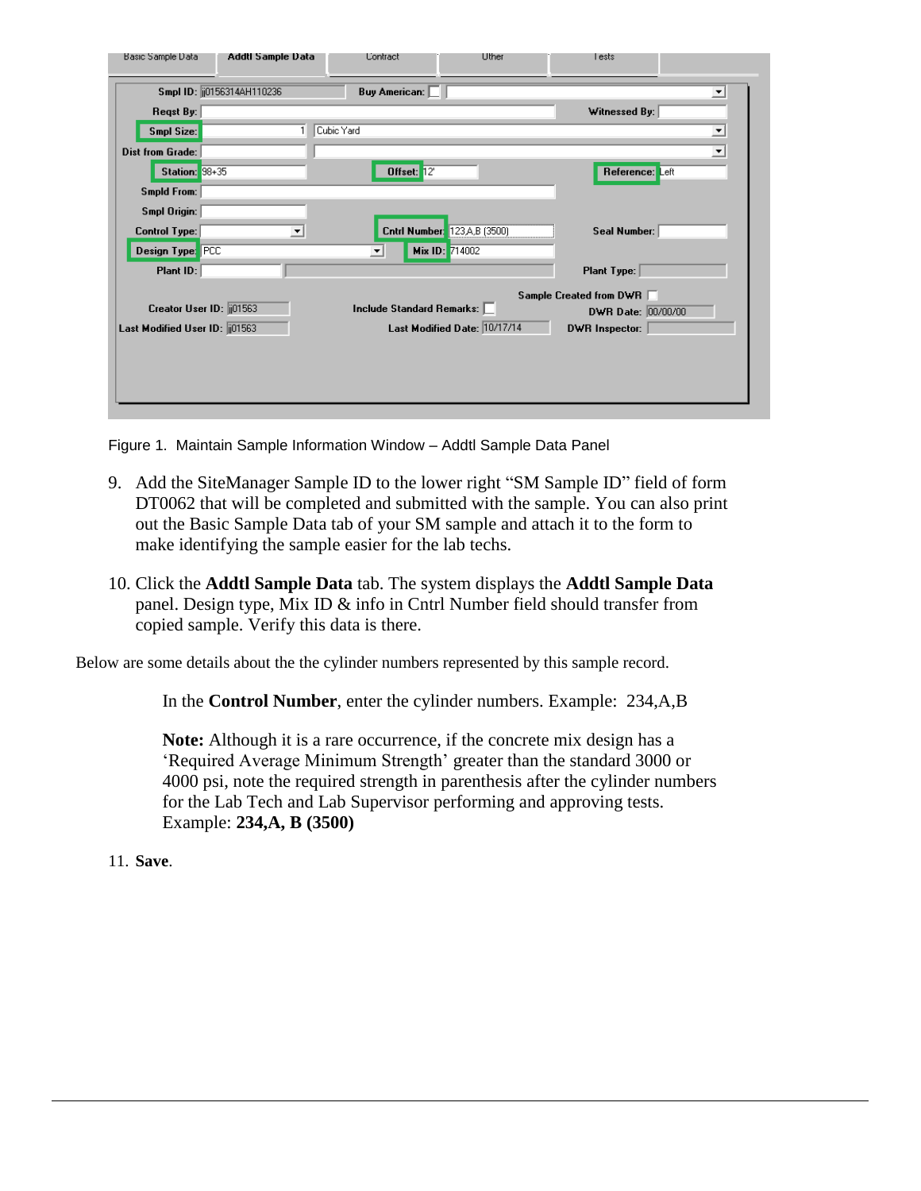Figure 1. Maintain Sample Information Window – Addtl Sample Data Panel

9. Add the SiteManager Sample ID to the lower right "SM Sample ID" field of form DT0062 that will be completed and submitted with the sample. You can also print out the Basic Sample Data tab of your SM sample and attach it to the form to make identifying the sample easier for the lab techs.

10. Click the **Addtl Sample Data** tab. The system displays the **Addtl Sample Data** panel. Design type, Mix ID & info in Cntrl Number field should transfer from copied sample. Verify this data is there.

Below are some details about the the cylinder numbers represented by this sample record.

In the **Control Number**, enter the cylinder numbers. Example: 234,A,B

**Note:** Although it is a rare occurrence, if the concrete mix design has a 'Required Average Minimum Strength' greater than the standard 3000 or 4000 psi, note the required strength in parenthesis after the cylinder numbers for the Lab Tech and Lab Supervisor performing and approving tests. Example: **234,A, B (3500)**

11. **Save**.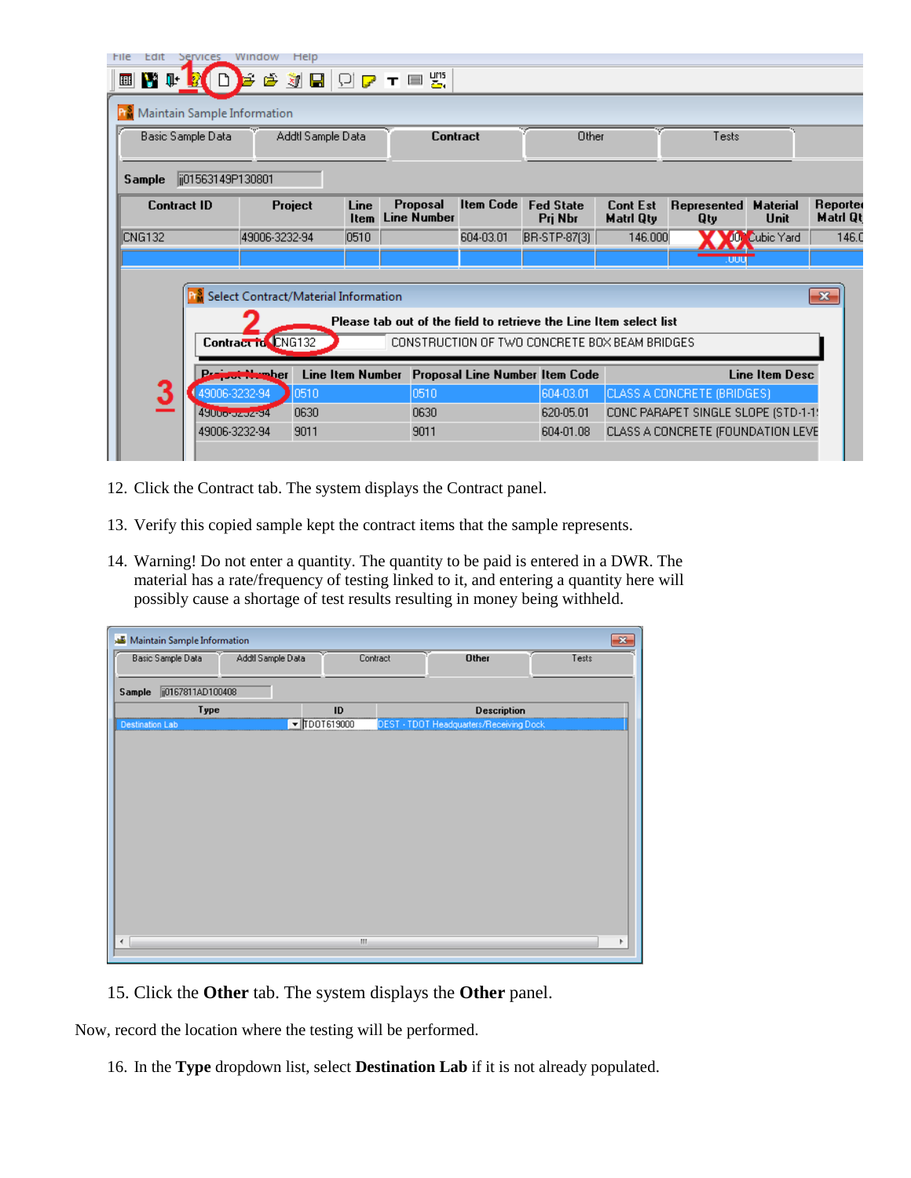12. Click the Contract tab. The system displays the Contract panel.

13. Verify this copied sample kept the contract items that the sample represents.

14. Warning! Do not enter a quantity. The quantity to be paid is entered in a DWR. The material has a rate/frequency of testing linked to it, and entering a quantity here will possibly cause a shortage of test results resulting in money being withheld.

15. Click the **Other** tab. The system displays the **Other** panel.

Now, record the location where the testing will be performed.

16. In the **Type** dropdown list, select **Destination Lab** if it is not already populated.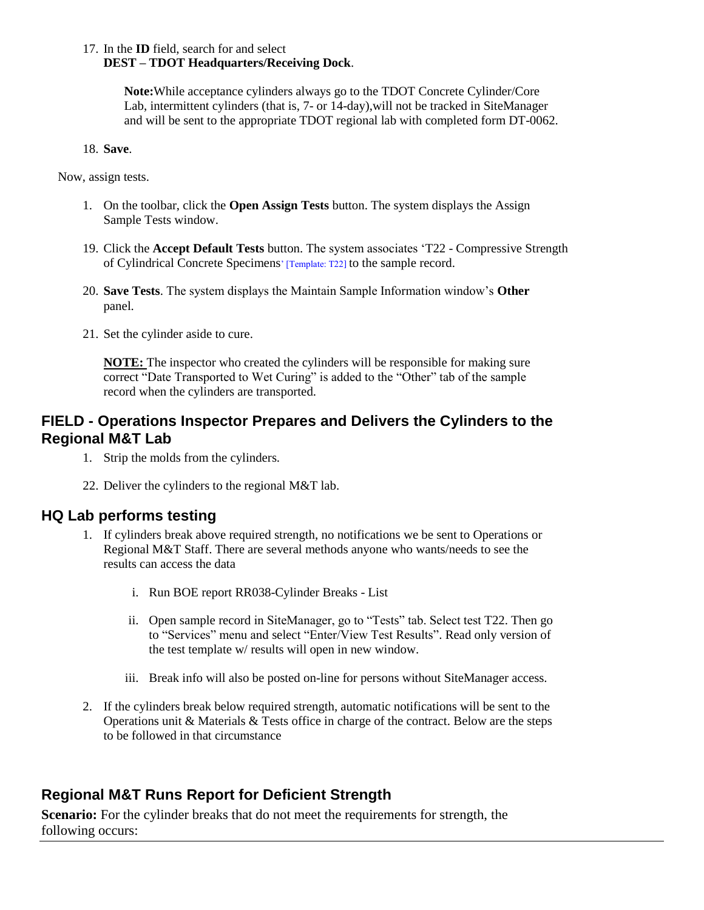17. In the **ID** field, search for and select **DEST – TDOT Headquarters/Receiving Dock**.

    **Note:**While acceptance cylinders always go to the TDOT Concrete Cylinder/Core Lab, intermittent cylinders (that is, 7- or 14-day),will not be tracked in SiteManager and will be sent to the appropriate TDOT regional lab with completed form DT-0062.

18. **Save**.

Now, assign tests.

1. On the toolbar, click the **Open Assign Tests** button. The system displays the Assign Sample Tests window.

19. Click the **Accept Default Tests** button. The system associates 'T22 - Compressive Strength of Cylindrical Concrete Specimens' [Template: T22] to the sample record.

20. **Save Tests**. The system displays the Maintain Sample Information window's **Other** panel.

21. Set the cylinder aside to cure.

    **NOTE:** The inspector who created the cylinders will be responsible for making sure correct "Date Transported to Wet Curing" is added to the "Other" tab of the sample record when the cylinders are transported.

## FIELD - Operations Inspector Prepares and Delivers the Cylinders to the Regional M&T Lab

1. Strip the molds from the cylinders.

22. Deliver the cylinders to the regional M&T lab.

## HQ Lab performs testing

1. If cylinders break above required strength, no notifications we be sent to Operations or Regional M&T Staff. There are several methods anyone who wants/needs to see the results can access the data

   i. Run BOE report RR038-Cylinder Breaks - List

   ii. Open sample record in SiteManager, go to "Tests" tab. Select test T22. Then go to "Services" menu and select "Enter/View Test Results". Read only version of the test template w/ results will open in new window.

   iii. Break info will also be posted on-line for persons without SiteManager access.

2. If the cylinders break below required strength, automatic notifications will be sent to the Operations unit & Materials & Tests office in charge of the contract. Below are the steps to be followed in that circumstance

## Regional M&T Runs Report for Deficient Strength

**Scenario:** For the cylinder breaks that do not meet the requirements for strength, the following occurs: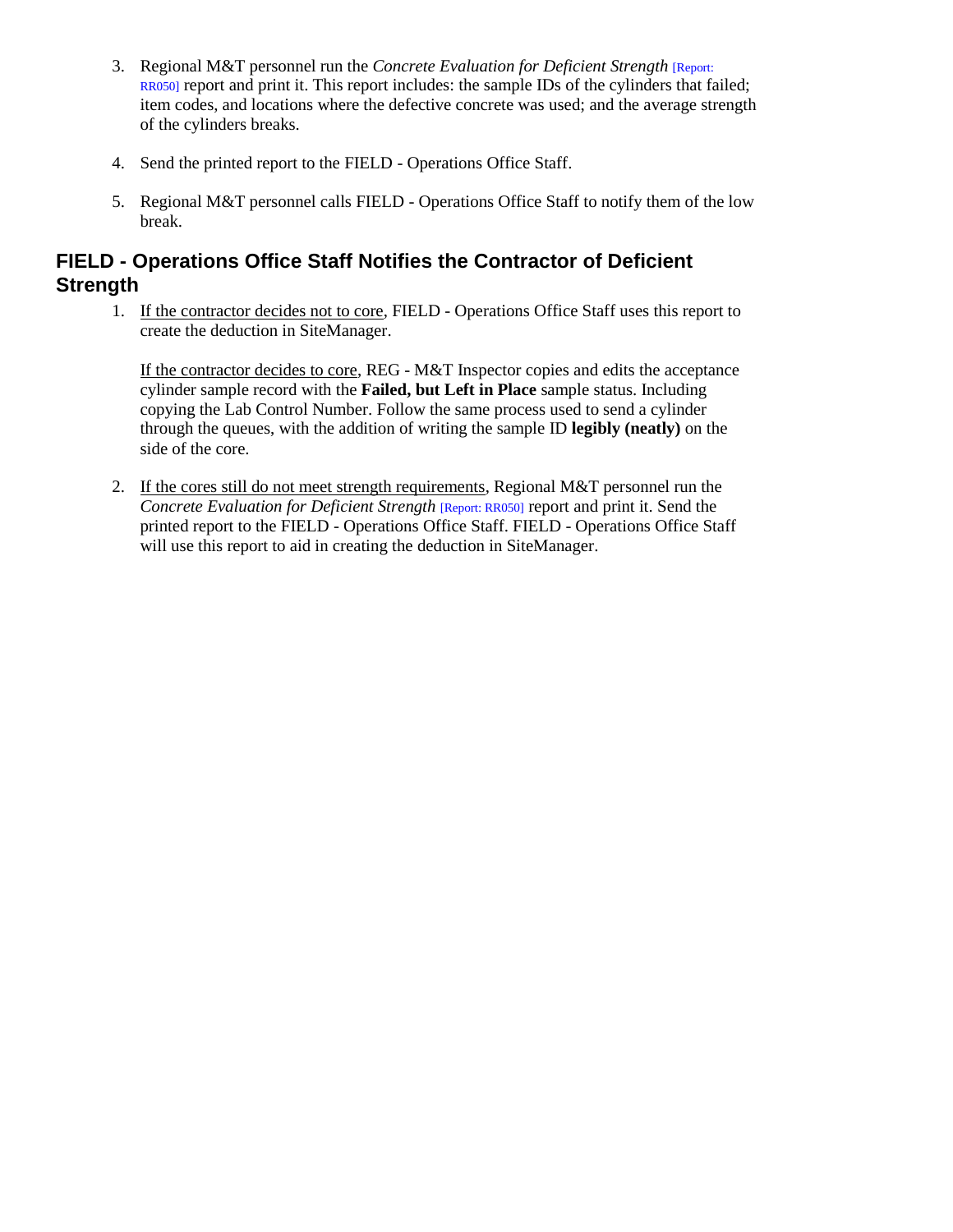3. Regional M&T personnel run the *Concrete Evaluation for Deficient Strength* [Report: RR050] report and print it. This report includes: the sample IDs of the cylinders that failed; item codes, and locations where the defective concrete was used; and the average strength of the cylinders breaks.

4. Send the printed report to the FIELD - Operations Office Staff.

5. Regional M&T personnel calls FIELD - Operations Office Staff to notify them of the low break.

## FIELD - Operations Office Staff Notifies the Contractor of Deficient Strength

1. <u>If the contractor decides not to core</u>, FIELD - Operations Office Staff uses this report to create the deduction in SiteManager.

   <u>If the contractor decides to core</u>, REG - M&T Inspector copies and edits the acceptance cylinder sample record with the **Failed, but Left in Place** sample status. Including copying the Lab Control Number. Follow the same process used to send a cylinder through the queues, with the addition of writing the sample ID **legibly (neatly)** on the side of the core.

2. <u>If the cores still do not meet strength requirements</u>, Regional M&T personnel run the *Concrete Evaluation for Deficient Strength* [Report: RR050] report and print it. Send the printed report to the FIELD - Operations Office Staff. FIELD - Operations Office Staff will use this report to aid in creating the deduction in SiteManager.